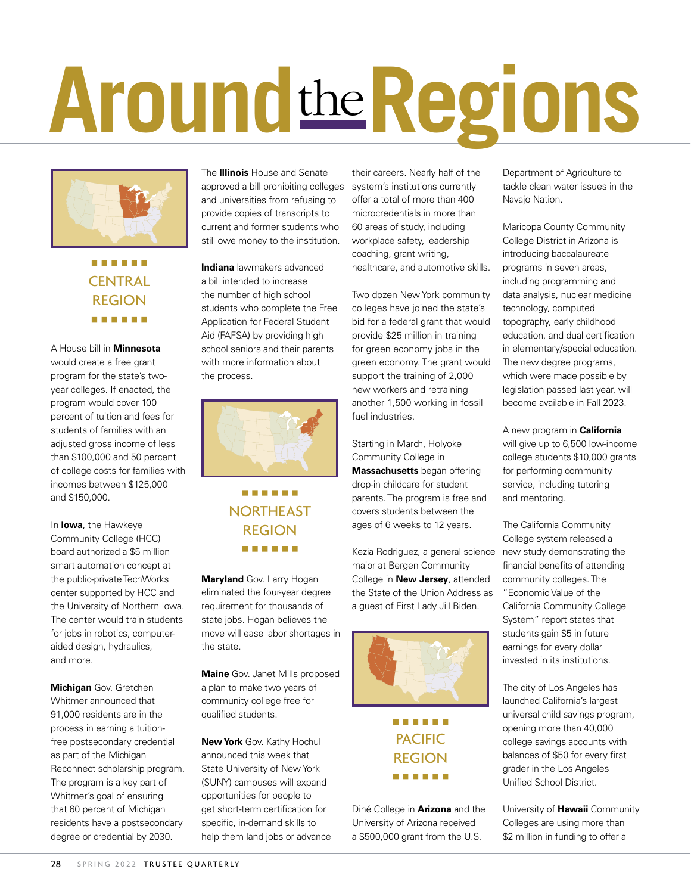# Around the Regions

## CENTRAL REGION

A House bill in **Minnesota** would create a free grant program for the state's two-year colleges. If enacted, the program would cover 100 percent of tuition and fees for students of families with an adjusted gross income of less than $100,000 and 50 percent of college costs for families with incomes between $125,000 and $150,000.

In **Iowa**, the Hawkeye Community College (HCC) board authorized a $5 million smart automation concept at the public-private TechWorks center supported by HCC and the University of Northern Iowa. The center would train students for jobs in robotics, computer-aided design, hydraulics, and more.

**Michigan** Gov. Gretchen Whitmer announced that 91,000 residents are in the process in earning a tuition-free postsecondary credential as part of the Michigan Reconnect scholarship program. The program is a key part of Whitmer's goal of ensuring that 60 percent of Michigan residents have a postsecondary degree or credential by 2030.

The **Illinois** House and Senate approved a bill prohibiting colleges and universities from refusing to provide copies of transcripts to current and former students who still owe money to the institution.

**Indiana** lawmakers advanced a bill intended to increase the number of high school students who complete the Free Application for Federal Student Aid (FAFSA) by providing high school seniors and their parents with more information about the process.

## NORTHEAST REGION

**Maryland** Gov. Larry Hogan eliminated the four-year degree requirement for thousands of state jobs. Hogan believes the move will ease labor shortages in the state.

**Maine** Gov. Janet Mills proposed a plan to make two years of community college free for qualified students.

**New York** Gov. Kathy Hochul announced this week that State University of New York (SUNY) campuses will expand opportunities for people to get short-term certification for specific, in-demand skills to help them land jobs or advance their careers. Nearly half of the system's institutions currently offer a total of more than 400 microcredentials in more than 60 areas of study, including workplace safety, leadership coaching, grant writing, healthcare, and automotive skills.

Two dozen New York community colleges have joined the state's bid for a federal grant that would provide $25 million in training for green economy jobs in the green economy. The grant would support the training of 2,000 new workers and retraining another 1,500 working in fossil fuel industries.

Starting in March, Holyoke Community College in **Massachusetts** began offering drop-in childcare for student parents. The program is free and covers students between the ages of 6 weeks to 12 years.

Kezia Rodriguez, a general science major at Bergen Community College in **New Jersey**, attended the State of the Union Address as a guest of First Lady Jill Biden.

## PACIFIC REGION

Diné College in **Arizona** and the University of Arizona received a $500,000 grant from the U.S. Department of Agriculture to tackle clean water issues in the Navajo Nation.

Maricopa County Community College District in Arizona is introducing baccalaureate programs in seven areas, including programming and data analysis, nuclear medicine technology, computed topography, early childhood education, and dual certification in elementary/special education. The new degree programs, which were made possible by legislation passed last year, will become available in Fall 2023.

A new program in **California** will give up to 6,500 low-income college students $10,000 grants for performing community service, including tutoring and mentoring.

The California Community College system released a new study demonstrating the financial benefits of attending community colleges. The "Economic Value of the California Community College System" report states that students gain $5 in future earnings for every dollar invested in its institutions.

The city of Los Angeles has launched California's largest universal child savings program, opening more than 40,000 college savings accounts with balances of $50 for every first grader in the Los Angeles Unified School District.

University of **Hawaii** Community Colleges are using more than $2 million in funding to offer a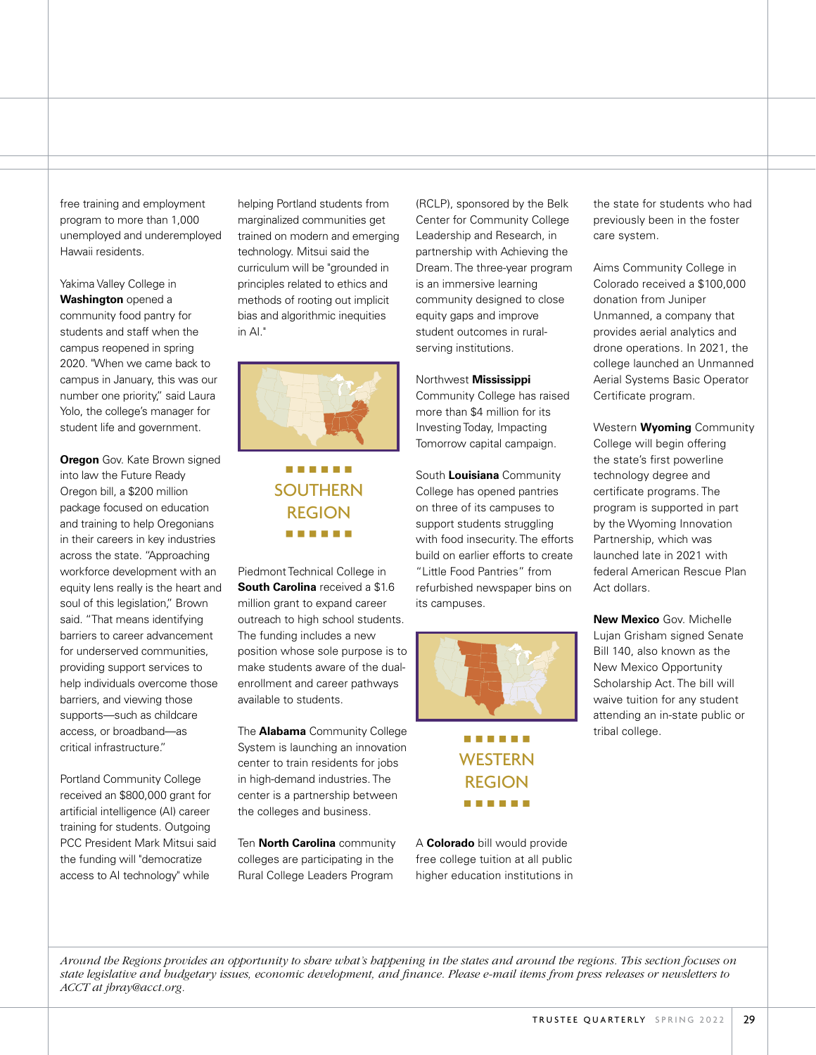free training and employment program to more than 1,000 unemployed and underemployed Hawaii residents.

Yakima Valley College in **Washington** opened a community food pantry for students and staff when the campus reopened in spring 2020. "When we came back to campus in January, this was our number one priority," said Laura Yolo, the college's manager for student life and government.

**Oregon** Gov. Kate Brown signed into law the Future Ready Oregon bill, a $200 million package focused on education and training to help Oregonians in their careers in key industries across the state. "Approaching workforce development with an equity lens really is the heart and soul of this legislation," Brown said. "That means identifying barriers to career advancement for underserved communities, providing support services to help individuals overcome those barriers, and viewing those supports—such as childcare access, or broadband—as critical infrastructure."

Portland Community College received an $800,000 grant for artificial intelligence (AI) career training for students. Outgoing PCC President Mark Mitsui said the funding will "democratize access to AI technology" while helping Portland students from marginalized communities get trained on modern and emerging technology. Mitsui said the curriculum will be "grounded in principles related to ethics and methods of rooting out implicit bias and algorithmic inequities in AI."

## SOUTHERN REGION

Piedmont Technical College in **South Carolina** received a $1.6 million grant to expand career outreach to high school students. The funding includes a new position whose sole purpose is to make students aware of the dual-enrollment and career pathways available to students.

The **Alabama** Community College System is launching an innovation center to train residents for jobs in high-demand industries. The center is a partnership between the colleges and business.

Ten **North Carolina** community colleges are participating in the Rural College Leaders Program (RCLP), sponsored by the Belk Center for Community College Leadership and Research, in partnership with Achieving the Dream. The three-year program is an immersive learning community designed to close equity gaps and improve student outcomes in rural-serving institutions.

Northwest **Mississippi** Community College has raised more than $4 million for its Investing Today, Impacting Tomorrow capital campaign.

South **Louisiana** Community College has opened pantries on three of its campuses to support students struggling with food insecurity. The efforts build on earlier efforts to create "Little Food Pantries" from refurbished newspaper bins on its campuses.

## WESTERN REGION

A **Colorado** bill would provide free college tuition at all public higher education institutions in the state for students who had previously been in the foster care system.

Aims Community College in Colorado received a $100,000 donation from Juniper Unmanned, a company that provides aerial analytics and drone operations. In 2021, the college launched an Unmanned Aerial Systems Basic Operator Certificate program.

Western **Wyoming** Community College will begin offering the state's first powerline technology degree and certificate programs. The program is supported in part by the Wyoming Innovation Partnership, which was launched late in 2021 with federal American Rescue Plan Act dollars.

**New Mexico** Gov. Michelle Lujan Grisham signed Senate Bill 140, also known as the New Mexico Opportunity Scholarship Act. The bill will waive tuition for any student attending an in-state public or tribal college.

*Around the Regions provides an opportunity to share what's happening in the states and around the regions. This section focuses on state legislative and budgetary issues, economic development, and finance. Please e-mail items from press releases or newsletters to ACCT at jbray@acct.org.*